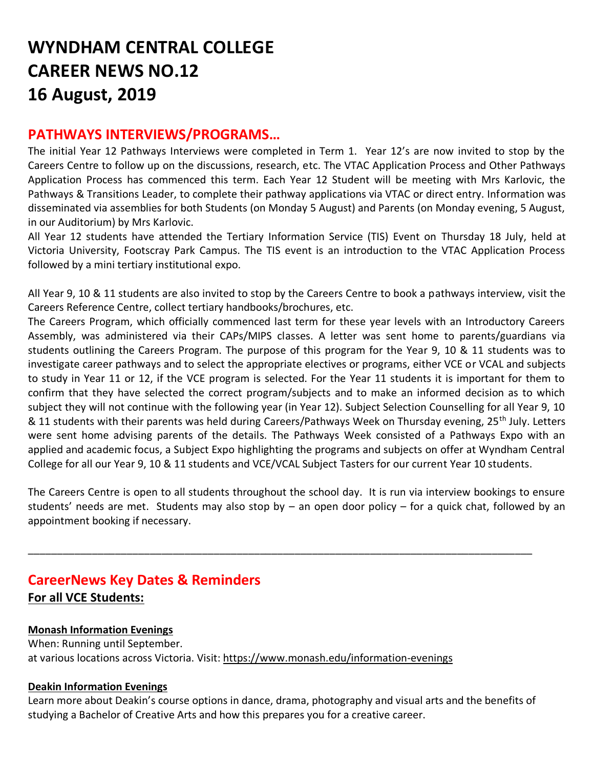# WYNDHAM CENTRAL COLLEGE
# CAREER NEWS NO.12
# 16 August, 2019

## PATHWAYS INTERVIEWS/PROGRAMS…

The initial Year 12 Pathways Interviews were completed in Term 1. Year 12's are now invited to stop by the Careers Centre to follow up on the discussions, research, etc. The VTAC Application Process and Other Pathways Application Process has commenced this term. Each Year 12 Student will be meeting with Mrs Karlovic, the Pathways & Transitions Leader, to complete their pathway applications via VTAC or direct entry. Information was disseminated via assemblies for both Students (on Monday 5 August) and Parents (on Monday evening, 5 August, in our Auditorium) by Mrs Karlovic.

All Year 12 students have attended the Tertiary Information Service (TIS) Event on Thursday 18 July, held at Victoria University, Footscray Park Campus. The TIS event is an introduction to the VTAC Application Process followed by a mini tertiary institutional expo.

All Year 9, 10 & 11 students are also invited to stop by the Careers Centre to book a pathways interview, visit the Careers Reference Centre, collect tertiary handbooks/brochures, etc.

The Careers Program, which officially commenced last term for these year levels with an Introductory Careers Assembly, was administered via their CAPs/MIPS classes. A letter was sent home to parents/guardians via students outlining the Careers Program. The purpose of this program for the Year 9, 10 & 11 students was to investigate career pathways and to select the appropriate electives or programs, either VCE or VCAL and subjects to study in Year 11 or 12, if the VCE program is selected. For the Year 11 students it is important for them to confirm that they have selected the correct program/subjects and to make an informed decision as to which subject they will not continue with the following year (in Year 12). Subject Selection Counselling for all Year 9, 10 & 11 students with their parents was held during Careers/Pathways Week on Thursday evening, 25th July. Letters were sent home advising parents of the details. The Pathways Week consisted of a Pathways Expo with an applied and academic focus, a Subject Expo highlighting the programs and subjects on offer at Wyndham Central College for all our Year 9, 10 & 11 students and VCE/VCAL Subject Tasters for our current Year 10 students.

The Careers Centre is open to all students throughout the school day. It is run via interview bookings to ensure students' needs are met. Students may also stop by – an open door policy – for a quick chat, followed by an appointment booking if necessary.

---

## CareerNews Key Dates & Reminders

**For all VCE Students:**

**Monash Information Evenings**

When: Running until September.
at various locations across Victoria. Visit: https://www.monash.edu/information-evenings

**Deakin Information Evenings**

Learn more about Deakin's course options in dance, drama, photography and visual arts and the benefits of studying a Bachelor of Creative Arts and how this prepares you for a creative career.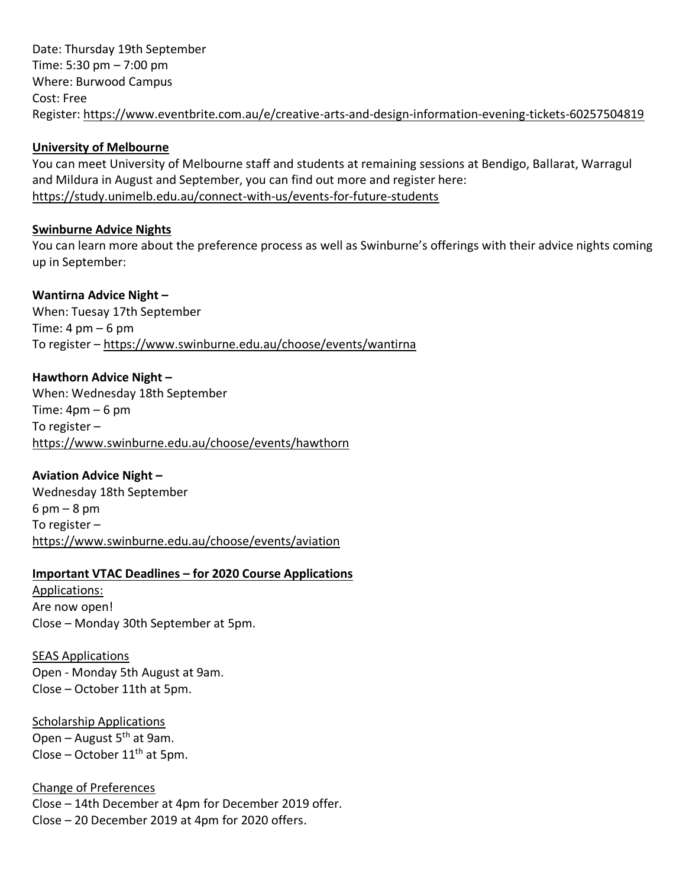Date: Thursday 19th September
Time: 5:30 pm – 7:00 pm
Where: Burwood Campus
Cost: Free
Register: https://www.eventbrite.com.au/e/creative-arts-and-design-information-evening-tickets-60257504819

**University of Melbourne**

You can meet University of Melbourne staff and students at remaining sessions at Bendigo, Ballarat, Warragul and Mildura in August and September, you can find out more and register here: https://study.unimelb.edu.au/connect-with-us/events-for-future-students

**Swinburne Advice Nights**

You can learn more about the preference process as well as Swinburne's offerings with their advice nights coming up in September:

**Wantirna Advice Night –**
When: Tuesay 17th September
Time: 4 pm – 6 pm
To register – https://www.swinburne.edu.au/choose/events/wantirna

**Hawthorn Advice Night –**
When: Wednesday 18th September
Time: 4pm – 6 pm
To register –
https://www.swinburne.edu.au/choose/events/hawthorn

**Aviation Advice Night –**
Wednesday 18th September
6 pm – 8 pm
To register –
https://www.swinburne.edu.au/choose/events/aviation

**Important VTAC Deadlines – for 2020 Course Applications**

Applications:
Are now open!
Close – Monday 30th September at 5pm.

SEAS Applications
Open - Monday 5th August at 9am.
Close – October 11th at 5pm.

Scholarship Applications
Open – August 5th at 9am.
Close – October 11th at 5pm.

Change of Preferences
Close – 14th December at 4pm for December 2019 offer.
Close – 20 December 2019 at 4pm for 2020 offers.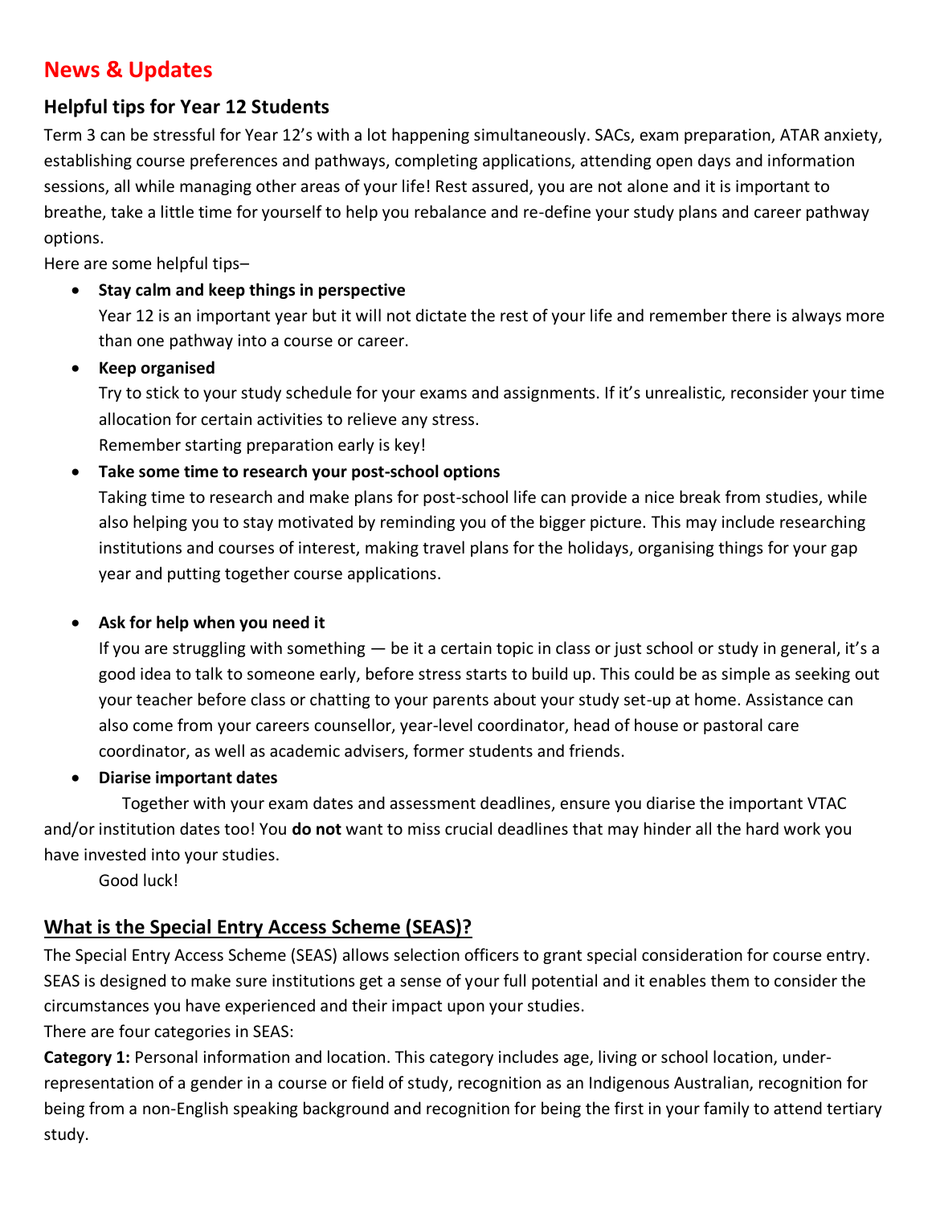# News & Updates

## Helpful tips for Year 12 Students

Term 3 can be stressful for Year 12's with a lot happening simultaneously. SACs, exam preparation, ATAR anxiety, establishing course preferences and pathways, completing applications, attending open days and information sessions, all while managing other areas of your life! Rest assured, you are not alone and it is important to breathe, take a little time for yourself to help you rebalance and re-define your study plans and career pathway options.

Here are some helpful tips–

- **Stay calm and keep things in perspective**
  Year 12 is an important year but it will not dictate the rest of your life and remember there is always more than one pathway into a course or career.
- **Keep organised**
  Try to stick to your study schedule for your exams and assignments. If it's unrealistic, reconsider your time allocation for certain activities to relieve any stress.
  Remember starting preparation early is key!
- **Take some time to research your post-school options**
  Taking time to research and make plans for post-school life can provide a nice break from studies, while also helping you to stay motivated by reminding you of the bigger picture. This may include researching institutions and courses of interest, making travel plans for the holidays, organising things for your gap year and putting together course applications.
- **Ask for help when you need it**
  If you are struggling with something — be it a certain topic in class or just school or study in general, it's a good idea to talk to someone early, before stress starts to build up. This could be as simple as seeking out your teacher before class or chatting to your parents about your study set-up at home. Assistance can also come from your careers counsellor, year-level coordinator, head of house or pastoral care coordinator, as well as academic advisers, former students and friends.
- **Diarise important dates**

Together with your exam dates and assessment deadlines, ensure you diarise the important VTAC and/or institution dates too! You **do not** want to miss crucial deadlines that may hinder all the hard work you have invested into your studies.

Good luck!

## What is the Special Entry Access Scheme (SEAS)?

The Special Entry Access Scheme (SEAS) allows selection officers to grant special consideration for course entry. SEAS is designed to make sure institutions get a sense of your full potential and it enables them to consider the circumstances you have experienced and their impact upon your studies.

There are four categories in SEAS:

**Category 1:** Personal information and location. This category includes age, living or school location, under-representation of a gender in a course or field of study, recognition as an Indigenous Australian, recognition for being from a non-English speaking background and recognition for being the first in your family to attend tertiary study.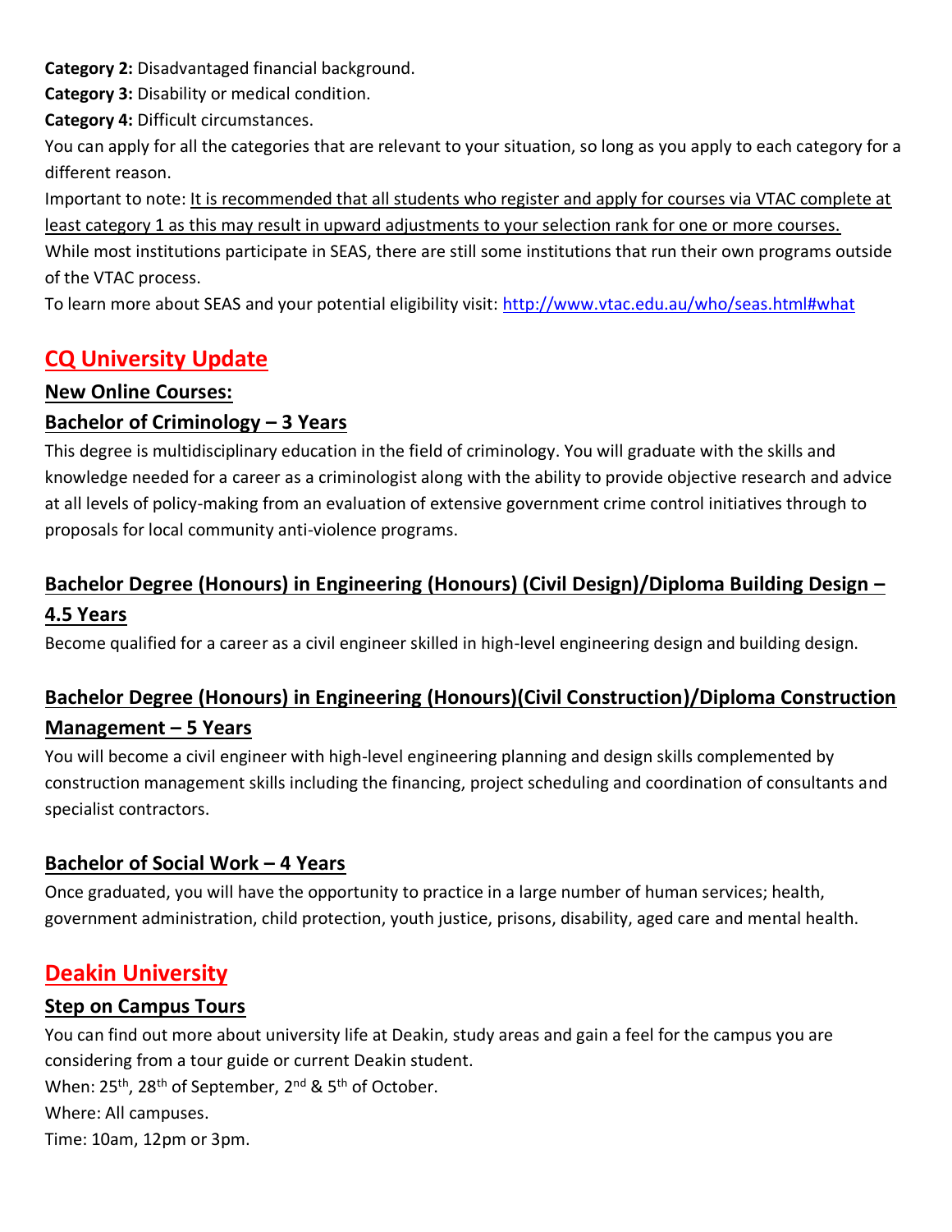**Category 2:** Disadvantaged financial background.

**Category 3:** Disability or medical condition.

**Category 4:** Difficult circumstances.

You can apply for all the categories that are relevant to your situation, so long as you apply to each category for a different reason.

Important to note: It is recommended that all students who register and apply for courses via VTAC complete at least category 1 as this may result in upward adjustments to your selection rank for one or more courses.

While most institutions participate in SEAS, there are still some institutions that run their own programs outside of the VTAC process.

To learn more about SEAS and your potential eligibility visit: http://www.vtac.edu.au/who/seas.html#what

## CQ University Update

### New Online Courses:

### Bachelor of Criminology – 3 Years

This degree is multidisciplinary education in the field of criminology. You will graduate with the skills and knowledge needed for a career as a criminologist along with the ability to provide objective research and advice at all levels of policy-making from an evaluation of extensive government crime control initiatives through to proposals for local community anti-violence programs.

### Bachelor Degree (Honours) in Engineering (Honours) (Civil Design)/Diploma Building Design – 4.5 Years

Become qualified for a career as a civil engineer skilled in high-level engineering design and building design.

### Bachelor Degree (Honours) in Engineering (Honours)(Civil Construction)/Diploma Construction Management – 5 Years

You will become a civil engineer with high-level engineering planning and design skills complemented by construction management skills including the financing, project scheduling and coordination of consultants and specialist contractors.

### Bachelor of Social Work – 4 Years

Once graduated, you will have the opportunity to practice in a large number of human services; health, government administration, child protection, youth justice, prisons, disability, aged care and mental health.

## Deakin University

### Step on Campus Tours

You can find out more about university life at Deakin, study areas and gain a feel for the campus you are considering from a tour guide or current Deakin student.

When: 25th, 28th of September, 2nd & 5th of October.

Where: All campuses.

Time: 10am, 12pm or 3pm.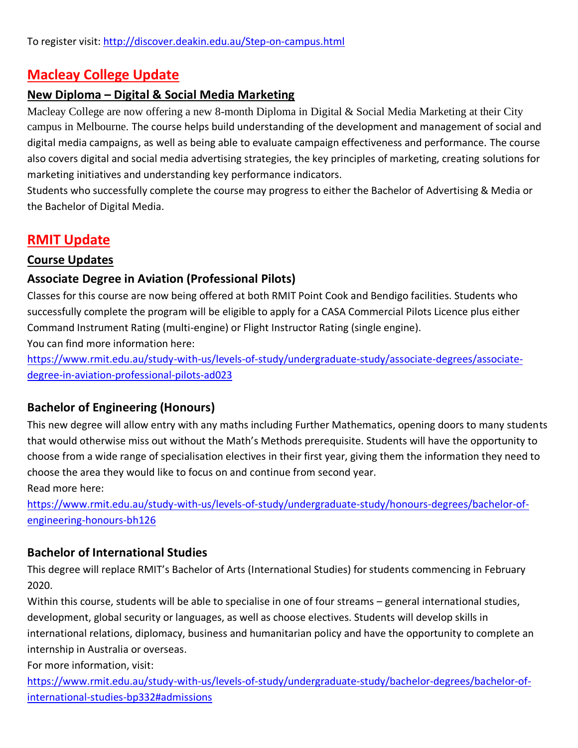To register visit: [http://discover.deakin.edu.au/Step-on-campus.html](http://discover.deakin.edu.au/Step-on-campus.html)

## Macleay College Update

### New Diploma – Digital & Social Media Marketing

Macleay College are now offering a new 8-month Diploma in Digital & Social Media Marketing at their City campus in Melbourne. The course helps build understanding of the development and management of social and digital media campaigns, as well as being able to evaluate campaign effectiveness and performance. The course also covers digital and social media advertising strategies, the key principles of marketing, creating solutions for marketing initiatives and understanding key performance indicators.

Students who successfully complete the course may progress to either the Bachelor of Advertising & Media or the Bachelor of Digital Media.

## RMIT Update

### Course Updates

### Associate Degree in Aviation (Professional Pilots)

Classes for this course are now being offered at both RMIT Point Cook and Bendigo facilities. Students who successfully complete the program will be eligible to apply for a CASA Commercial Pilots Licence plus either Command Instrument Rating (multi-engine) or Flight Instructor Rating (single engine).

You can find more information here:

[https://www.rmit.edu.au/study-with-us/levels-of-study/undergraduate-study/associate-degrees/associate-degree-in-aviation-professional-pilots-ad023](https://www.rmit.edu.au/study-with-us/levels-of-study/undergraduate-study/associate-degrees/associate-degree-in-aviation-professional-pilots-ad023)

### Bachelor of Engineering (Honours)

This new degree will allow entry with any maths including Further Mathematics, opening doors to many students that would otherwise miss out without the Math's Methods prerequisite. Students will have the opportunity to choose from a wide range of specialisation electives in their first year, giving them the information they need to choose the area they would like to focus on and continue from second year.

Read more here:

[https://www.rmit.edu.au/study-with-us/levels-of-study/undergraduate-study/honours-degrees/bachelor-of-engineering-honours-bh126](https://www.rmit.edu.au/study-with-us/levels-of-study/undergraduate-study/honours-degrees/bachelor-of-engineering-honours-bh126)

### Bachelor of International Studies

This degree will replace RMIT's Bachelor of Arts (International Studies) for students commencing in February 2020.

Within this course, students will be able to specialise in one of four streams – general international studies, development, global security or languages, as well as choose electives. Students will develop skills in international relations, diplomacy, business and humanitarian policy and have the opportunity to complete an internship in Australia or overseas.

For more information, visit:

[https://www.rmit.edu.au/study-with-us/levels-of-study/undergraduate-study/bachelor-degrees/bachelor-of-international-studies-bp332#admissions](https://www.rmit.edu.au/study-with-us/levels-of-study/undergraduate-study/bachelor-degrees/bachelor-of-international-studies-bp332#admissions)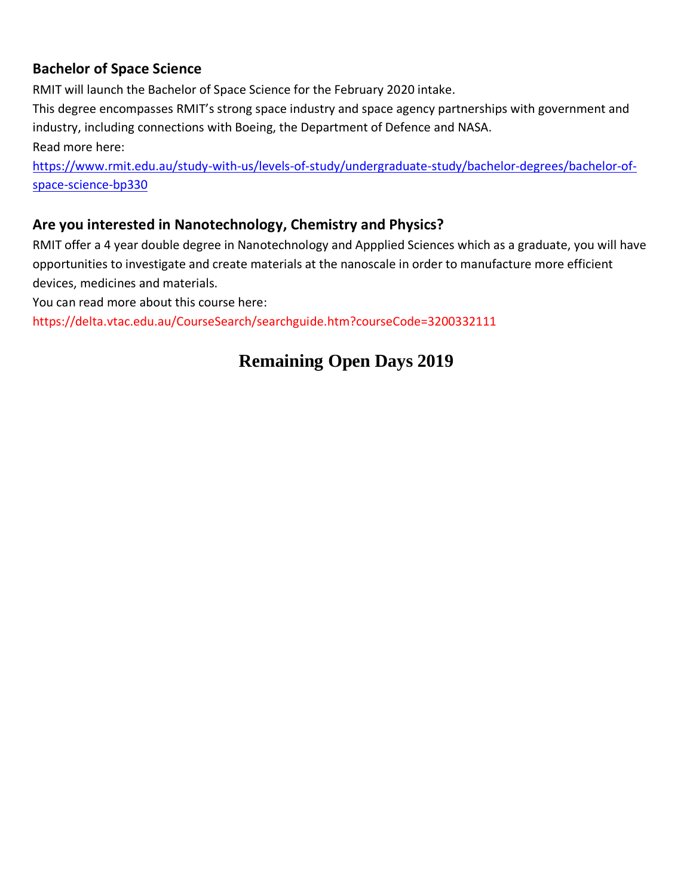### Bachelor of Space Science

RMIT will launch the Bachelor of Space Science for the February 2020 intake.
This degree encompasses RMIT's strong space industry and space agency partnerships with government and industry, including connections with Boeing, the Department of Defence and NASA.
Read more here:
https://www.rmit.edu.au/study-with-us/levels-of-study/undergraduate-study/bachelor-degrees/bachelor-of-space-science-bp330

### Are you interested in Nanotechnology, Chemistry and Physics?

RMIT offer a 4 year double degree in Nanotechnology and Appplied Sciences which as a graduate, you will have opportunities to investigate and create materials at the nanoscale in order to manufacture more efficient devices, medicines and materials.
You can read more about this course here:
https://delta.vtac.edu.au/CourseSearch/searchguide.htm?courseCode=3200332111

## Remaining Open Days 2019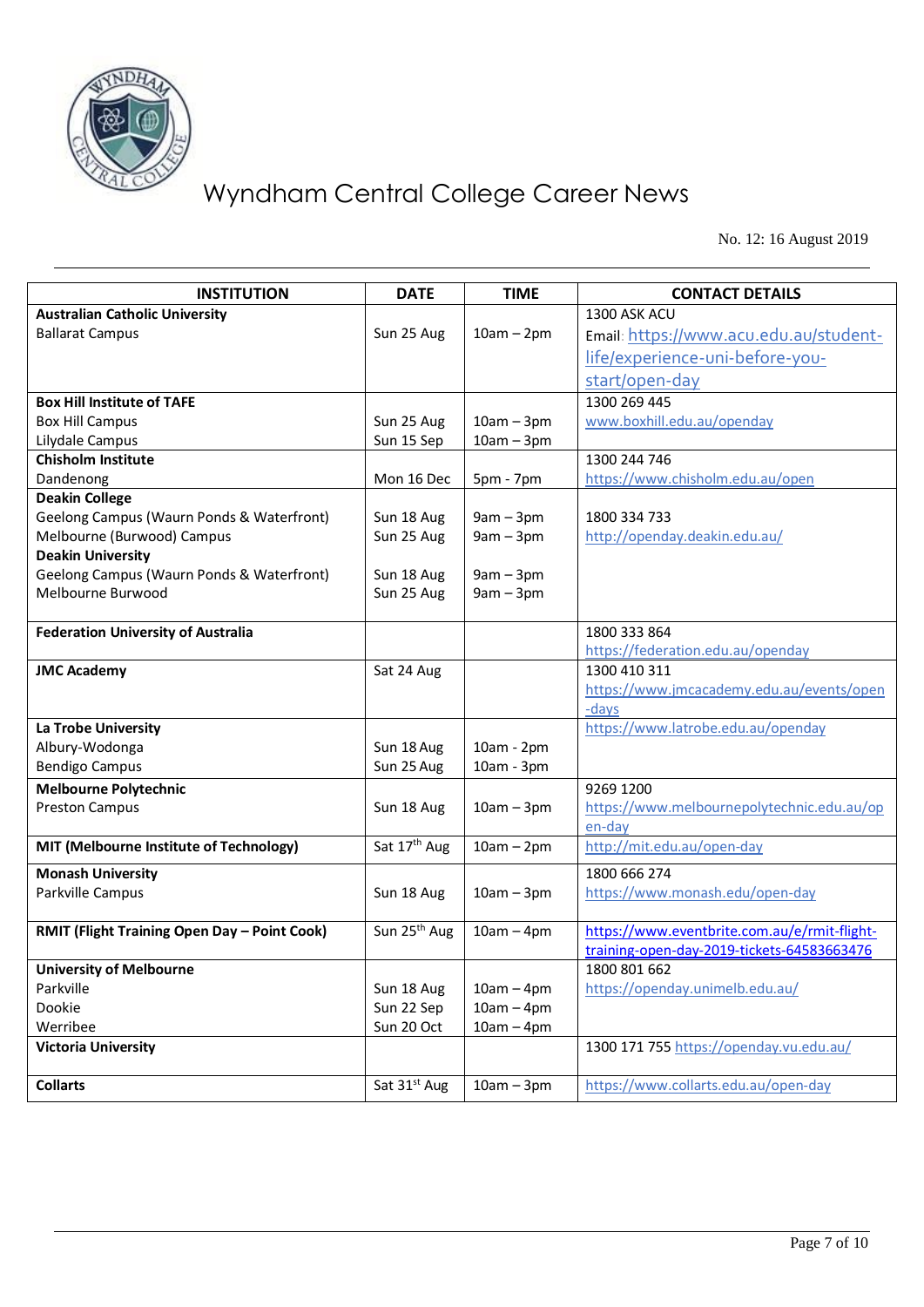# Wyndham Central College Career News

No. 12: 16 August 2019

| INSTITUTION | DATE | TIME | CONTACT DETAILS |
|---|---|---|---|
| **Australian Catholic University**<br>Ballarat Campus | Sun 25 Aug | 10am – 2pm | 1300 ASK ACU<br>Email: https://www.acu.edu.au/student-life/experience-uni-before-you-start/open-day |
| **Box Hill Institute of TAFE**<br>Box Hill Campus<br>Lilydale Campus | Sun 25 Aug<br>Sun 15 Sep | 10am – 3pm<br>10am – 3pm | 1300 269 445<br>www.boxhill.edu.au/openday |
| **Chisholm Institute**<br>Dandenong | Mon 16 Dec | 5pm - 7pm | 1300 244 746<br>https://www.chisholm.edu.au/open |
| **Deakin College**<br>Geelong Campus (Waurn Ponds & Waterfront)<br>Melbourne (Burwood) Campus<br>**Deakin University**<br>Geelong Campus (Waurn Ponds & Waterfront)<br>Melbourne Burwood | Sun 18 Aug<br>Sun 25 Aug<br><br>Sun 18 Aug<br>Sun 25 Aug | 9am – 3pm<br>9am – 3pm<br><br>9am – 3pm<br>9am – 3pm | 1800 334 733<br>http://openday.deakin.edu.au/ |
| **Federation University of Australia** | | | 1800 333 864<br>https://federation.edu.au/openday |
| **JMC Academy** | Sat 24 Aug | | 1300 410 311<br>https://www.jmcacademy.edu.au/events/open-days |
| **La Trobe University**<br>Albury-Wodonga<br>Bendigo Campus | Sun 18 Aug<br>Sun 25 Aug | 10am - 2pm<br>10am - 3pm | https://www.latrobe.edu.au/openday |
| **Melbourne Polytechnic**<br>Preston Campus | Sun 18 Aug | 10am – 3pm | 9269 1200<br>https://www.melbournepolytechnic.edu.au/open-day |
| **MIT (Melbourne Institute of Technology)** | Sat 17th Aug | 10am – 2pm | http://mit.edu.au/open-day |
| **Monash University**<br>Parkville Campus | Sun 18 Aug | 10am – 3pm | 1800 666 274<br>https://www.monash.edu/open-day |
| **RMIT (Flight Training Open Day – Point Cook)** | Sun 25th Aug | 10am – 4pm | https://www.eventbrite.com.au/e/rmit-flight-training-open-day-2019-tickets-64583663476 |
| **University of Melbourne**<br>Parkville<br>Dookie<br>Werribee | Sun 18 Aug<br>Sun 22 Sep<br>Sun 20 Oct | 10am – 4pm<br>10am – 4pm<br>10am – 4pm | 1800 801 662<br>https://openday.unimelb.edu.au/ |
| **Victoria University** | | | 1300 171 755 https://openday.vu.edu.au/ |
| **Collarts** | Sat 31st Aug | 10am – 3pm | https://www.collarts.edu.au/open-day |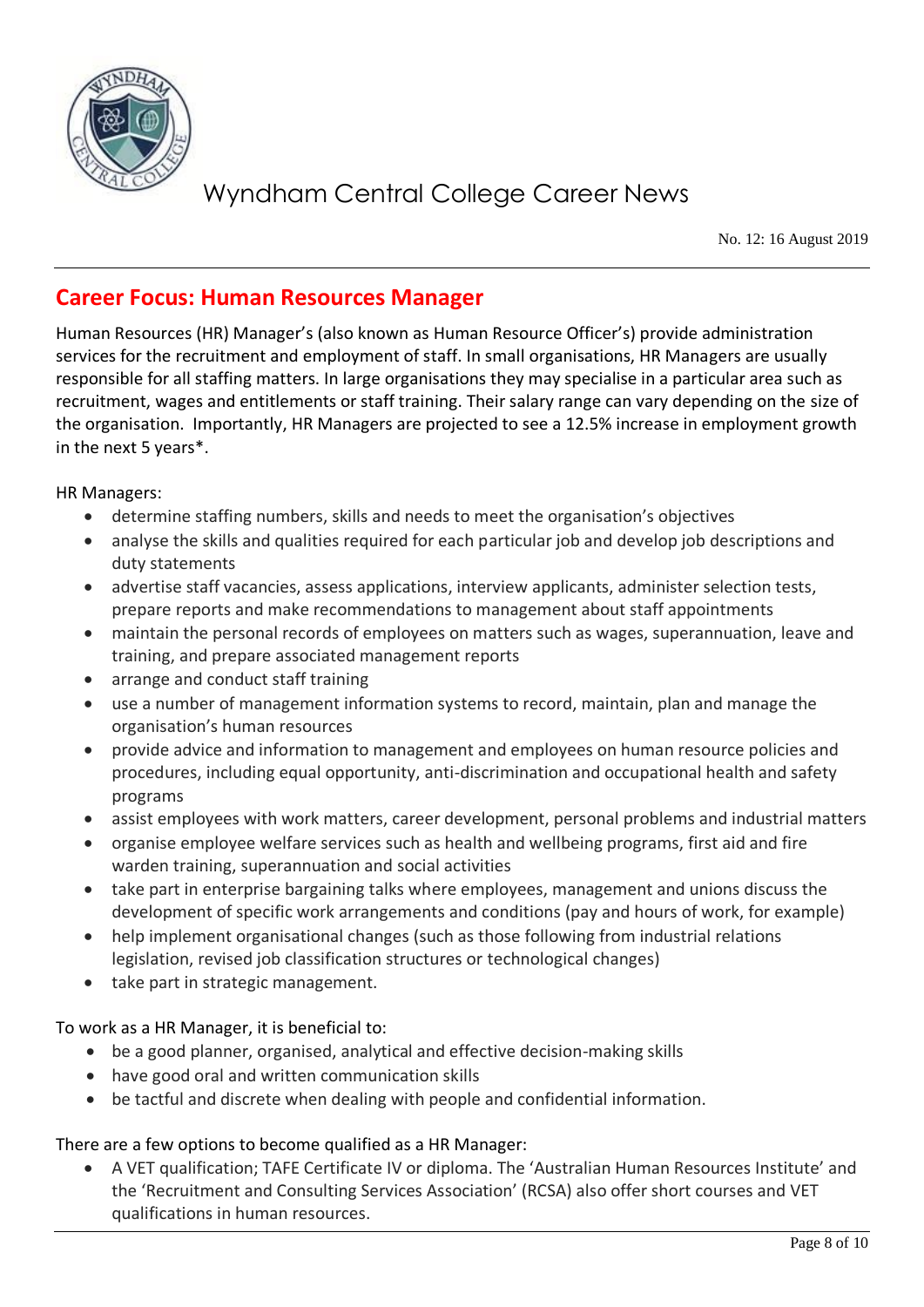## Career Focus: Human Resources Manager

Human Resources (HR) Manager's (also known as Human Resource Officer's) provide administration services for the recruitment and employment of staff. In small organisations, HR Managers are usually responsible for all staffing matters. In large organisations they may specialise in a particular area such as recruitment, wages and entitlements or staff training. Their salary range can vary depending on the size of the organisation. Importantly, HR Managers are projected to see a 12.5% increase in employment growth in the next 5 years*.

HR Managers:

- determine staffing numbers, skills and needs to meet the organisation's objectives
- analyse the skills and qualities required for each particular job and develop job descriptions and duty statements
- advertise staff vacancies, assess applications, interview applicants, administer selection tests, prepare reports and make recommendations to management about staff appointments
- maintain the personal records of employees on matters such as wages, superannuation, leave and training, and prepare associated management reports
- arrange and conduct staff training
- use a number of management information systems to record, maintain, plan and manage the organisation's human resources
- provide advice and information to management and employees on human resource policies and procedures, including equal opportunity, anti-discrimination and occupational health and safety programs
- assist employees with work matters, career development, personal problems and industrial matters
- organise employee welfare services such as health and wellbeing programs, first aid and fire warden training, superannuation and social activities
- take part in enterprise bargaining talks where employees, management and unions discuss the development of specific work arrangements and conditions (pay and hours of work, for example)
- help implement organisational changes (such as those following from industrial relations legislation, revised job classification structures or technological changes)
- take part in strategic management.

To work as a HR Manager, it is beneficial to:

- be a good planner, organised, analytical and effective decision-making skills
- have good oral and written communication skills
- be tactful and discrete when dealing with people and confidential information.

There are a few options to become qualified as a HR Manager:

- A VET qualification; TAFE Certificate IV or diploma. The 'Australian Human Resources Institute' and the 'Recruitment and Consulting Services Association' (RCSA) also offer short courses and VET qualifications in human resources.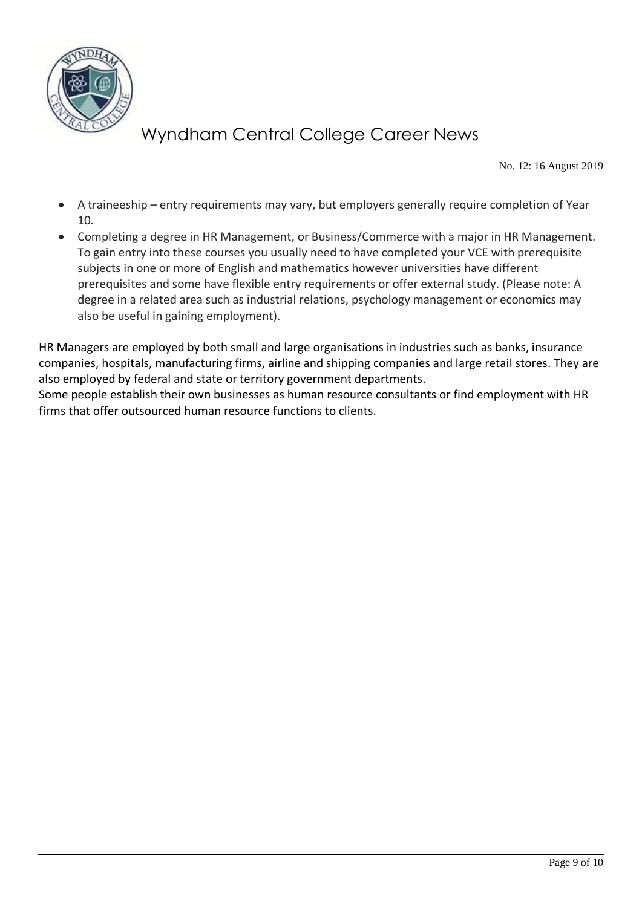- A traineeship – entry requirements may vary, but employers generally require completion of Year 10.
- Completing a degree in HR Management, or Business/Commerce with a major in HR Management. To gain entry into these courses you usually need to have completed your VCE with prerequisite subjects in one or more of English and mathematics however universities have different prerequisites and some have flexible entry requirements or offer external study. (Please note: A degree in a related area such as industrial relations, psychology management or economics may also be useful in gaining employment).

HR Managers are employed by both small and large organisations in industries such as banks, insurance companies, hospitals, manufacturing firms, airline and shipping companies and large retail stores. They are also employed by federal and state or territory government departments.
Some people establish their own businesses as human resource consultants or find employment with HR firms that offer outsourced human resource functions to clients.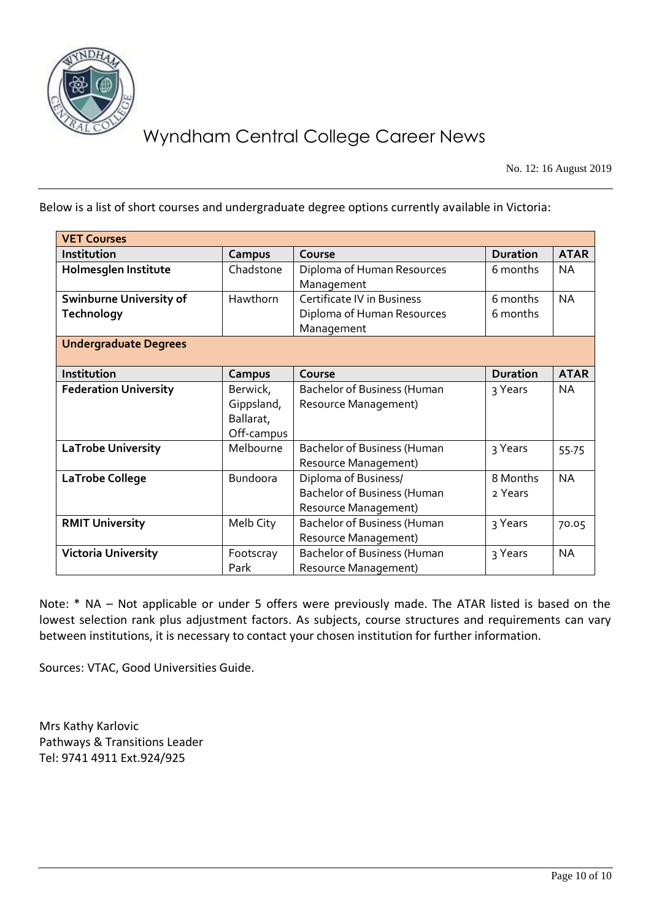Below is a list of short courses and undergraduate degree options currently available in Victoria:

| VET Courses | | | | |
|---|---|---|---|---|
| **Institution** | **Campus** | **Course** | **Duration** | **ATAR** |
| **Holmesglen Institute** | Chadstone | Diploma of Human Resources Management | 6 months | NA |
| **Swinburne University of Technology** | Hawthorn | Certificate IV in Business<br>Diploma of Human Resources Management | 6 months<br>6 months | NA |
| **Undergraduate Degrees** | | | | |
| **Institution** | **Campus** | **Course** | **Duration** | **ATAR** |
| **Federation University** | Berwick, Gippsland, Ballarat, Off-campus | Bachelor of Business (Human Resource Management) | 3 Years | NA |
| **LaTrobe University** | Melbourne | Bachelor of Business (Human Resource Management) | 3 Years | 55.75 |
| **LaTrobe College** | Bundoora | Diploma of Business/<br>Bachelor of Business (Human Resource Management) | 8 Months<br>2 Years | NA |
| **RMIT University** | Melb City | Bachelor of Business (Human Resource Management) | 3 Years | 70.05 |
| **Victoria University** | Footscray Park | Bachelor of Business (Human Resource Management) | 3 Years | NA |

Note: * NA – Not applicable or under 5 offers were previously made. The ATAR listed is based on the lowest selection rank plus adjustment factors. As subjects, course structures and requirements can vary between institutions, it is necessary to contact your chosen institution for further information.

Sources: VTAC, Good Universities Guide.

Mrs Kathy Karlovic
Pathways & Transitions Leader
Tel: 9741 4911 Ext.924/925